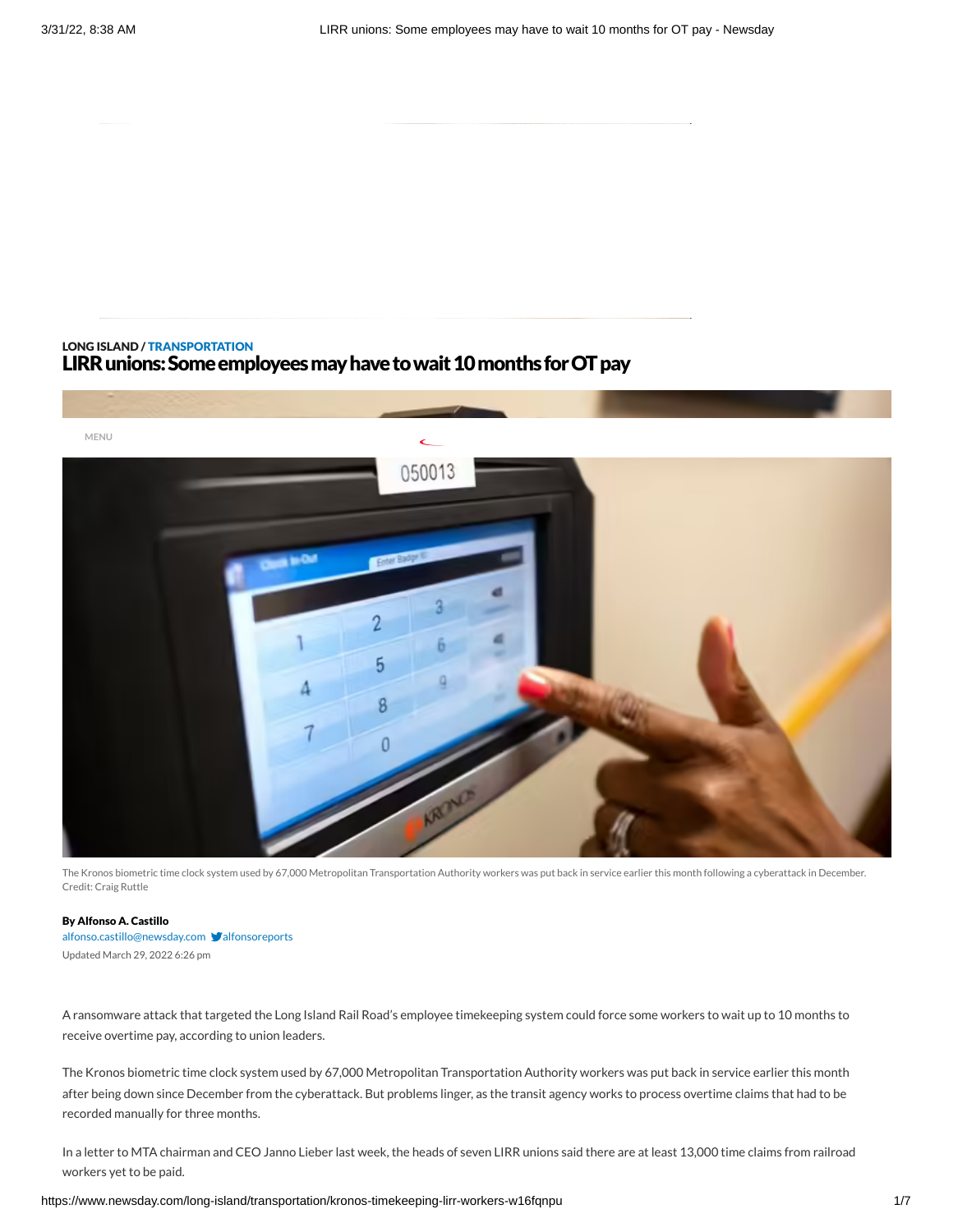LONG ISLAND / TRANSPORTATION

# LIRR unions: Some employees may have to wait 10 months for OT pay

The Kronos biometric time clock system used by 67,000 Metropolitan Transportation Authority workers was put back in service earlier this month following a cyberattack in December. Credit: Craig Ruttle

**By Alfonso A. Castillo**
alfonso.castillo@newsday.com alfonsoreports
Updated March 29, 2022 6:26 pm

A ransomware attack that targeted the Long Island Rail Road's employee timekeeping system could force some workers to wait up to 10 months to receive overtime pay, according to union leaders.

The Kronos biometric time clock system used by 67,000 Metropolitan Transportation Authority workers was put back in service earlier this month after being down since December from the cyberattack. But problems linger, as the transit agency works to process overtime claims that had to be recorded manually for three months.

In a letter to MTA chairman and CEO Janno Lieber last week, the heads of seven LIRR unions said there are at least 13,000 time claims from railroad workers yet to be paid.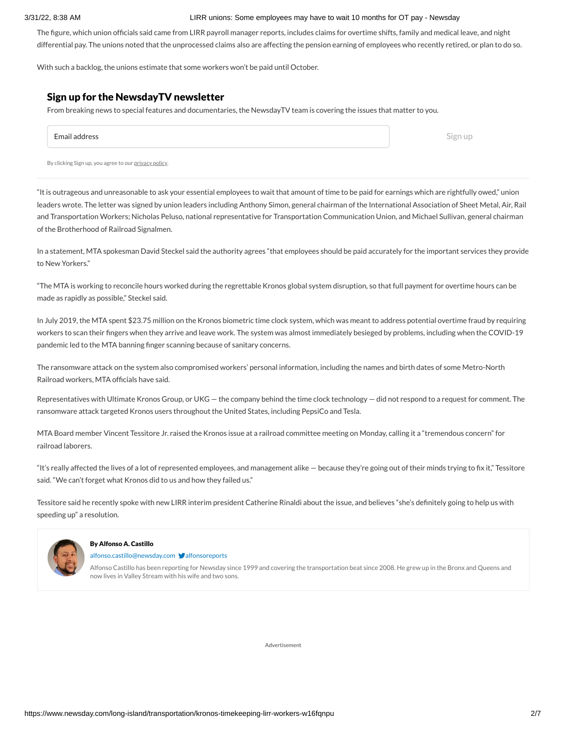The figure, which union officials said came from LIRR payroll manager reports, includes claims for overtime shifts, family and medical leave, and night differential pay. The unions noted that the unprocessed claims also are affecting the pension earning of employees who recently retired, or plan to do so.

With such a backlog, the unions estimate that some workers won't be paid until October.

## Sign up for the NewsdayTV newsletter

From breaking news to special features and documentaries, the NewsdayTV team is covering the issues that matter to you.

Email address

Sign up

By clicking Sign up, you agree to our privacy policy.

"It is outrageous and unreasonable to ask your essential employees to wait that amount of time to be paid for earnings which are rightfully owed," union leaders wrote. The letter was signed by union leaders including Anthony Simon, general chairman of the International Association of Sheet Metal, Air, Rail and Transportation Workers; Nicholas Peluso, national representative for Transportation Communication Union, and Michael Sullivan, general chairman of the Brotherhood of Railroad Signalmen.

In a statement, MTA spokesman David Steckel said the authority agrees "that employees should be paid accurately for the important services they provide to New Yorkers."

"The MTA is working to reconcile hours worked during the regrettable Kronos global system disruption, so that full payment for overtime hours can be made as rapidly as possible," Steckel said.

In July 2019, the MTA spent $23.75 million on the Kronos biometric time clock system, which was meant to address potential overtime fraud by requiring workers to scan their fingers when they arrive and leave work. The system was almost immediately besieged by problems, including when the COVID-19 pandemic led to the MTA banning finger scanning because of sanitary concerns.

The ransomware attack on the system also compromised workers' personal information, including the names and birth dates of some Metro-North Railroad workers, MTA officials have said.

Representatives with Ultimate Kronos Group, or UKG — the company behind the time clock technology — did not respond to a request for comment. The ransomware attack targeted Kronos users throughout the United States, including PepsiCo and Tesla.

MTA Board member Vincent Tessitore Jr. raised the Kronos issue at a railroad committee meeting on Monday, calling it a "tremendous concern" for railroad laborers.

"It's really affected the lives of a lot of represented employees, and management alike — because they're going out of their minds trying to fix it," Tessitore said. "We can't forget what Kronos did to us and how they failed us."

Tessitore said he recently spoke with new LIRR interim president Catherine Rinaldi about the issue, and believes "she's definitely going to help us with speeding up" a resolution.

**By Alfonso A. Castillo**

alfonso.castillo@newsday.com alfonsoreports

Alfonso Castillo has been reporting for Newsday since 1999 and covering the transportation beat since 2008. He grew up in the Bronx and Queens and now lives in Valley Stream with his wife and two sons.

Advertisement